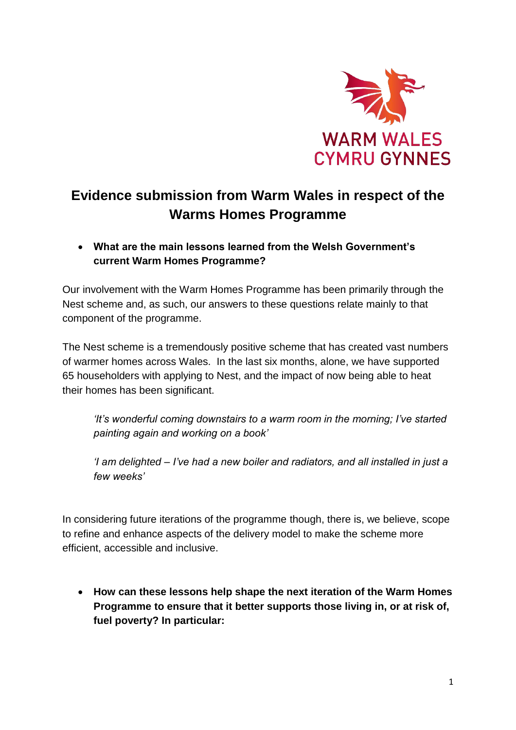WARM WALES
CYMRU GYNNES

# Evidence submission from Warm Wales in respect of the Warms Homes Programme

- **What are the main lessons learned from the Welsh Government's current Warm Homes Programme?**

Our involvement with the Warm Homes Programme has been primarily through the Nest scheme and, as such, our answers to these questions relate mainly to that component of the programme.

The Nest scheme is a tremendously positive scheme that has created vast numbers of warmer homes across Wales. In the last six months, alone, we have supported 65 householders with applying to Nest, and the impact of now being able to heat their homes has been significant.

> *'It's wonderful coming downstairs to a warm room in the morning; I've started painting again and working on a book'*
>
> *'I am delighted – I've had a new boiler and radiators, and all installed in just a few weeks'*

In considering future iterations of the programme though, there is, we believe, scope to refine and enhance aspects of the delivery model to make the scheme more efficient, accessible and inclusive.

- **How can these lessons help shape the next iteration of the Warm Homes Programme to ensure that it better supports those living in, or at risk of, fuel poverty? In particular:**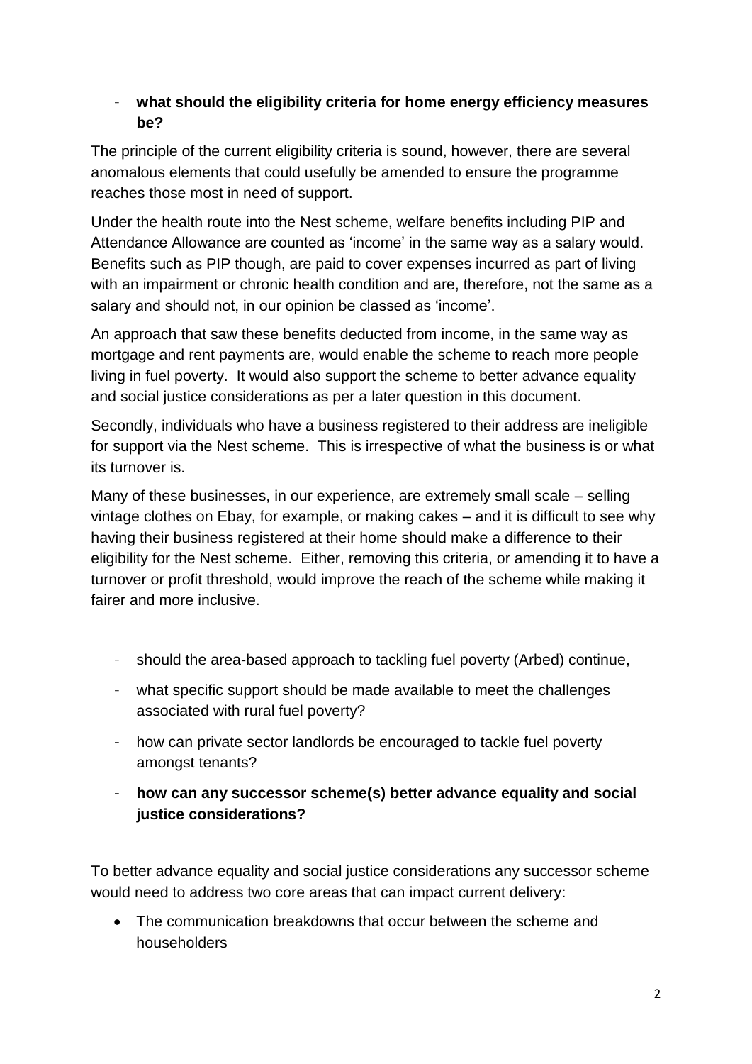- **what should the eligibility criteria for home energy efficiency measures be?**

The principle of the current eligibility criteria is sound, however, there are several anomalous elements that could usefully be amended to ensure the programme reaches those most in need of support.

Under the health route into the Nest scheme, welfare benefits including PIP and Attendance Allowance are counted as 'income' in the same way as a salary would. Benefits such as PIP though, are paid to cover expenses incurred as part of living with an impairment or chronic health condition and are, therefore, not the same as a salary and should not, in our opinion be classed as 'income'.

An approach that saw these benefits deducted from income, in the same way as mortgage and rent payments are, would enable the scheme to reach more people living in fuel poverty. It would also support the scheme to better advance equality and social justice considerations as per a later question in this document.

Secondly, individuals who have a business registered to their address are ineligible for support via the Nest scheme. This is irrespective of what the business is or what its turnover is.

Many of these businesses, in our experience, are extremely small scale – selling vintage clothes on Ebay, for example, or making cakes – and it is difficult to see why having their business registered at their home should make a difference to their eligibility for the Nest scheme. Either, removing this criteria, or amending it to have a turnover or profit threshold, would improve the reach of the scheme while making it fairer and more inclusive.

- should the area-based approach to tackling fuel poverty (Arbed) continue,
- what specific support should be made available to meet the challenges associated with rural fuel poverty?
- how can private sector landlords be encouraged to tackle fuel poverty amongst tenants?
- **how can any successor scheme(s) better advance equality and social justice considerations?**

To better advance equality and social justice considerations any successor scheme would need to address two core areas that can impact current delivery:

- The communication breakdowns that occur between the scheme and householders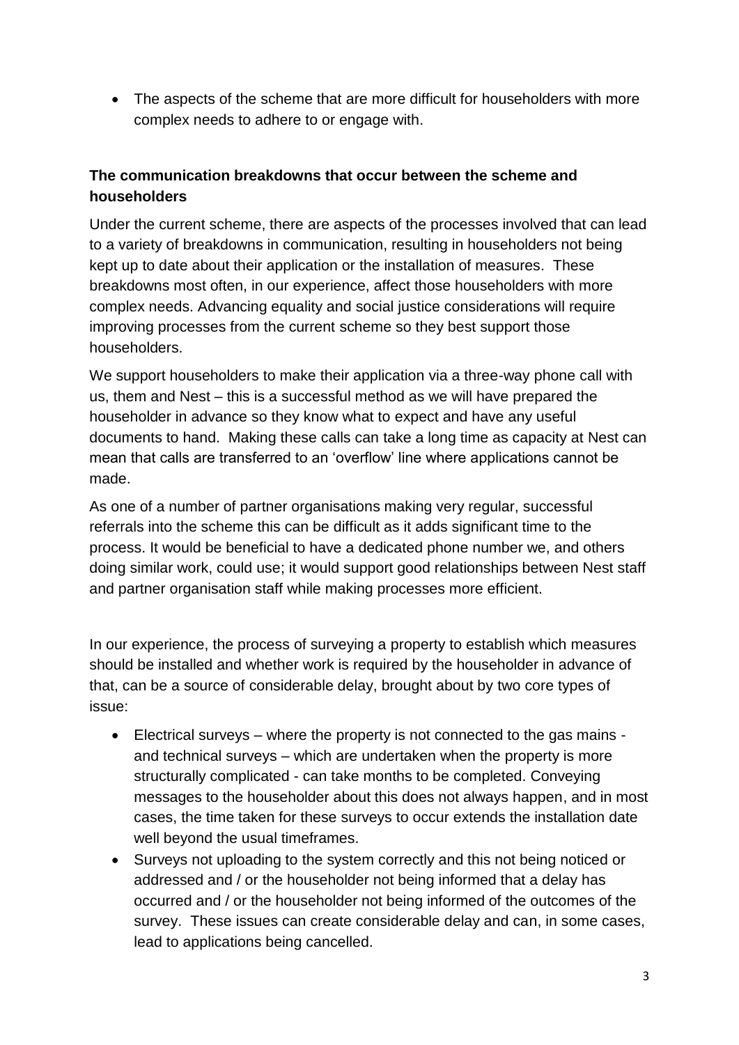- The aspects of the scheme that are more difficult for householders with more complex needs to adhere to or engage with.

**The communication breakdowns that occur between the scheme and householders**

Under the current scheme, there are aspects of the processes involved that can lead to a variety of breakdowns in communication, resulting in householders not being kept up to date about their application or the installation of measures. These breakdowns most often, in our experience, affect those householders with more complex needs. Advancing equality and social justice considerations will require improving processes from the current scheme so they best support those householders.

We support householders to make their application via a three-way phone call with us, them and Nest – this is a successful method as we will have prepared the householder in advance so they know what to expect and have any useful documents to hand. Making these calls can take a long time as capacity at Nest can mean that calls are transferred to an 'overflow' line where applications cannot be made.

As one of a number of partner organisations making very regular, successful referrals into the scheme this can be difficult as it adds significant time to the process. It would be beneficial to have a dedicated phone number we, and others doing similar work, could use; it would support good relationships between Nest staff and partner organisation staff while making processes more efficient.

In our experience, the process of surveying a property to establish which measures should be installed and whether work is required by the householder in advance of that, can be a source of considerable delay, brought about by two core types of issue:

- Electrical surveys – where the property is not connected to the gas mains - and technical surveys – which are undertaken when the property is more structurally complicated - can take months to be completed. Conveying messages to the householder about this does not always happen, and in most cases, the time taken for these surveys to occur extends the installation date well beyond the usual timeframes.
- Surveys not uploading to the system correctly and this not being noticed or addressed and / or the householder not being informed that a delay has occurred and / or the householder not being informed of the outcomes of the survey. These issues can create considerable delay and can, in some cases, lead to applications being cancelled.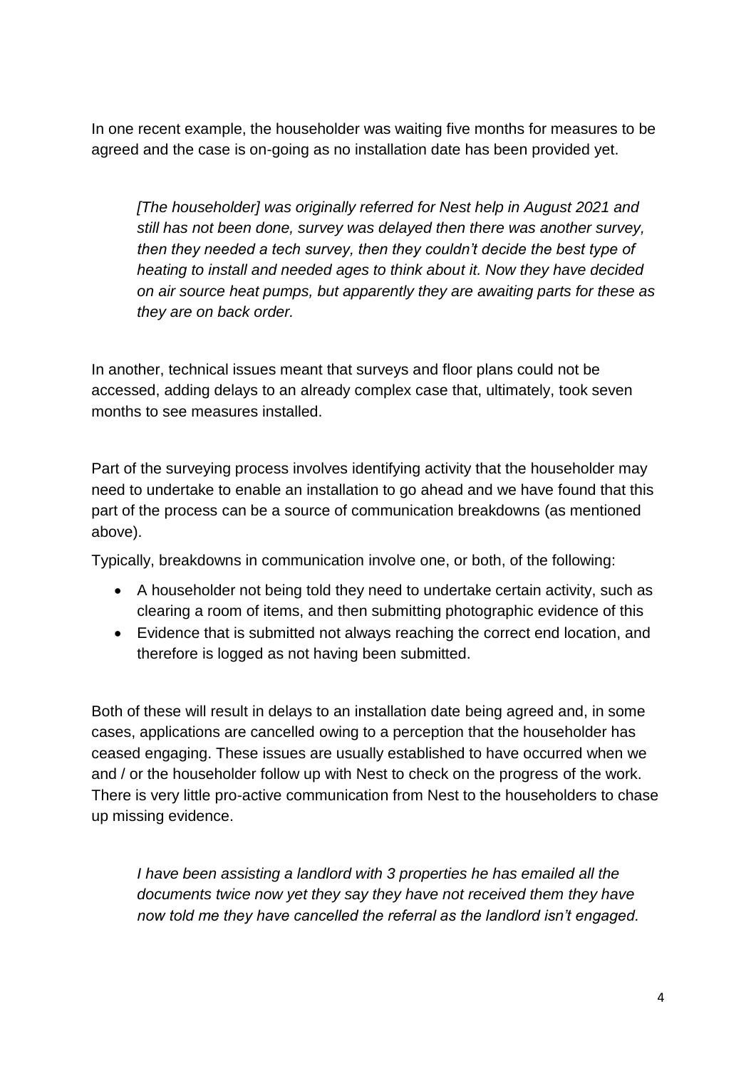In one recent example, the householder was waiting five months for measures to be agreed and the case is on-going as no installation date has been provided yet.

> *[The householder] was originally referred for Nest help in August 2021 and still has not been done, survey was delayed then there was another survey, then they needed a tech survey, then they couldn't decide the best type of heating to install and needed ages to think about it. Now they have decided on air source heat pumps, but apparently they are awaiting parts for these as they are on back order.*

In another, technical issues meant that surveys and floor plans could not be accessed, adding delays to an already complex case that, ultimately, took seven months to see measures installed.

Part of the surveying process involves identifying activity that the householder may need to undertake to enable an installation to go ahead and we have found that this part of the process can be a source of communication breakdowns (as mentioned above).

Typically, breakdowns in communication involve one, or both, of the following:

- A householder not being told they need to undertake certain activity, such as clearing a room of items, and then submitting photographic evidence of this
- Evidence that is submitted not always reaching the correct end location, and therefore is logged as not having been submitted.

Both of these will result in delays to an installation date being agreed and, in some cases, applications are cancelled owing to a perception that the householder has ceased engaging. These issues are usually established to have occurred when we and / or the householder follow up with Nest to check on the progress of the work. There is very little pro-active communication from Nest to the householders to chase up missing evidence.

> *I have been assisting a landlord with 3 properties he has emailed all the documents twice now yet they say they have not received them they have now told me they have cancelled the referral as the landlord isn't engaged.*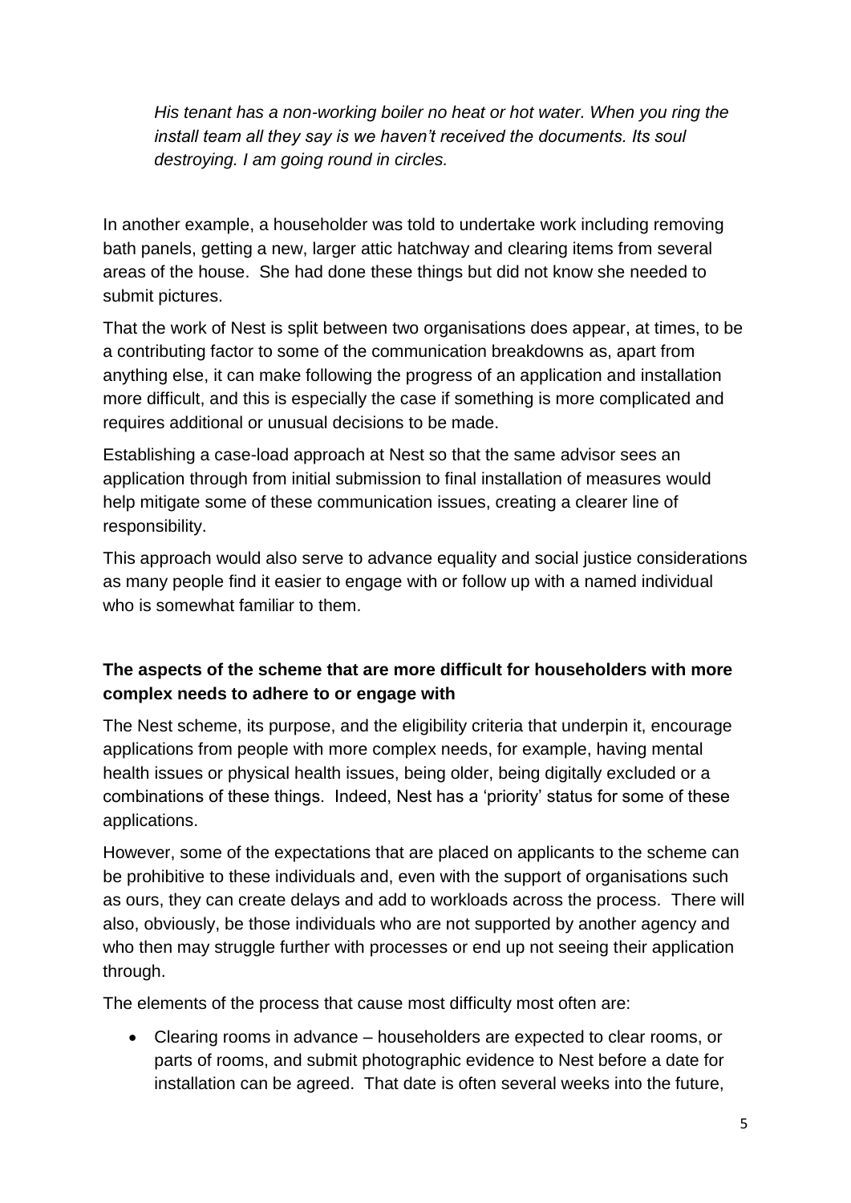*His tenant has a non-working boiler no heat or hot water. When you ring the install team all they say is we haven't received the documents. Its soul destroying. I am going round in circles.*

In another example, a householder was told to undertake work including removing bath panels, getting a new, larger attic hatchway and clearing items from several areas of the house. She had done these things but did not know she needed to submit pictures.

That the work of Nest is split between two organisations does appear, at times, to be a contributing factor to some of the communication breakdowns as, apart from anything else, it can make following the progress of an application and installation more difficult, and this is especially the case if something is more complicated and requires additional or unusual decisions to be made.

Establishing a case-load approach at Nest so that the same advisor sees an application through from initial submission to final installation of measures would help mitigate some of these communication issues, creating a clearer line of responsibility.

This approach would also serve to advance equality and social justice considerations as many people find it easier to engage with or follow up with a named individual who is somewhat familiar to them.

**The aspects of the scheme that are more difficult for householders with more complex needs to adhere to or engage with**

The Nest scheme, its purpose, and the eligibility criteria that underpin it, encourage applications from people with more complex needs, for example, having mental health issues or physical health issues, being older, being digitally excluded or a combinations of these things. Indeed, Nest has a 'priority' status for some of these applications.

However, some of the expectations that are placed on applicants to the scheme can be prohibitive to these individuals and, even with the support of organisations such as ours, they can create delays and add to workloads across the process. There will also, obviously, be those individuals who are not supported by another agency and who then may struggle further with processes or end up not seeing their application through.

The elements of the process that cause most difficulty most often are:

- Clearing rooms in advance – householders are expected to clear rooms, or parts of rooms, and submit photographic evidence to Nest before a date for installation can be agreed. That date is often several weeks into the future,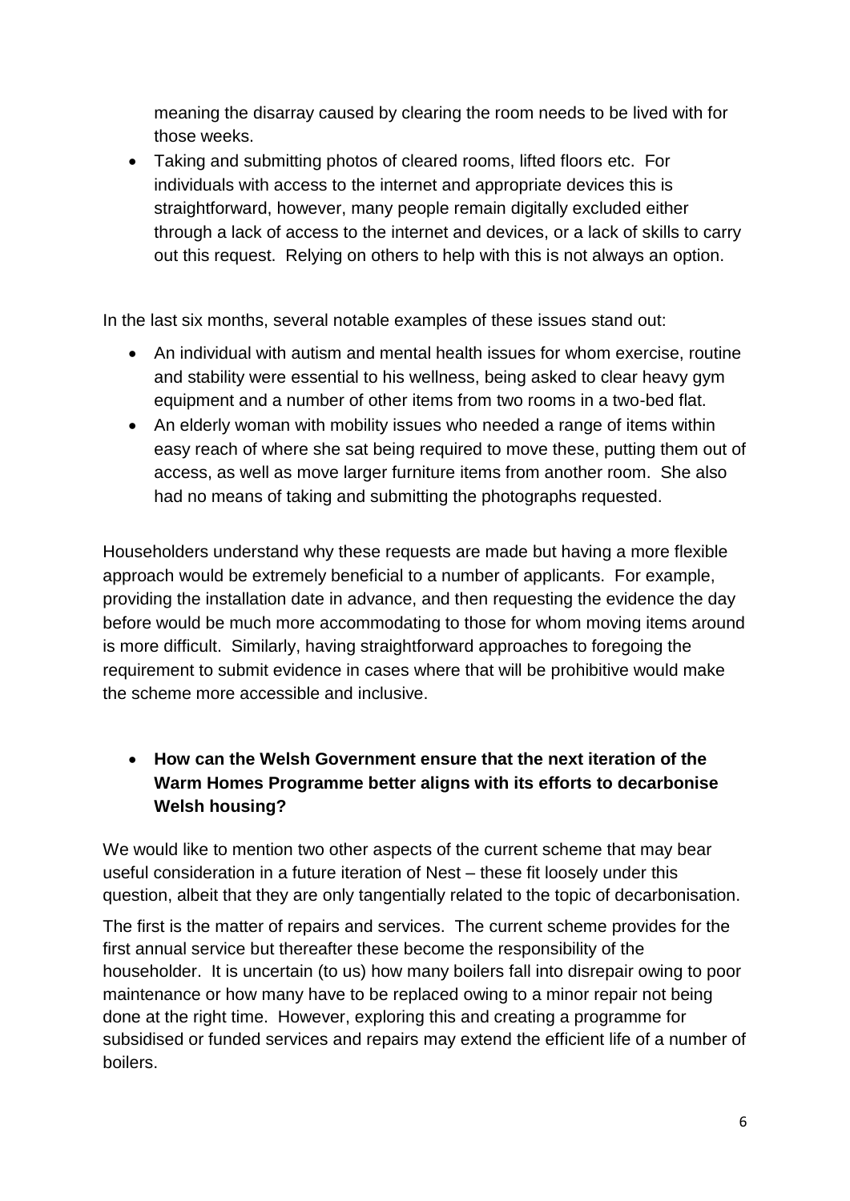meaning the disarray caused by clearing the room needs to be lived with for those weeks.

- Taking and submitting photos of cleared rooms, lifted floors etc. For individuals with access to the internet and appropriate devices this is straightforward, however, many people remain digitally excluded either through a lack of access to the internet and devices, or a lack of skills to carry out this request. Relying on others to help with this is not always an option.

In the last six months, several notable examples of these issues stand out:

- An individual with autism and mental health issues for whom exercise, routine and stability were essential to his wellness, being asked to clear heavy gym equipment and a number of other items from two rooms in a two-bed flat.
- An elderly woman with mobility issues who needed a range of items within easy reach of where she sat being required to move these, putting them out of access, as well as move larger furniture items from another room. She also had no means of taking and submitting the photographs requested.

Householders understand why these requests are made but having a more flexible approach would be extremely beneficial to a number of applicants. For example, providing the installation date in advance, and then requesting the evidence the day before would be much more accommodating to those for whom moving items around is more difficult. Similarly, having straightforward approaches to foregoing the requirement to submit evidence in cases where that will be prohibitive would make the scheme more accessible and inclusive.

- **How can the Welsh Government ensure that the next iteration of the Warm Homes Programme better aligns with its efforts to decarbonise Welsh housing?**

We would like to mention two other aspects of the current scheme that may bear useful consideration in a future iteration of Nest – these fit loosely under this question, albeit that they are only tangentially related to the topic of decarbonisation.

The first is the matter of repairs and services. The current scheme provides for the first annual service but thereafter these become the responsibility of the householder. It is uncertain (to us) how many boilers fall into disrepair owing to poor maintenance or how many have to be replaced owing to a minor repair not being done at the right time. However, exploring this and creating a programme for subsidised or funded services and repairs may extend the efficient life of a number of boilers.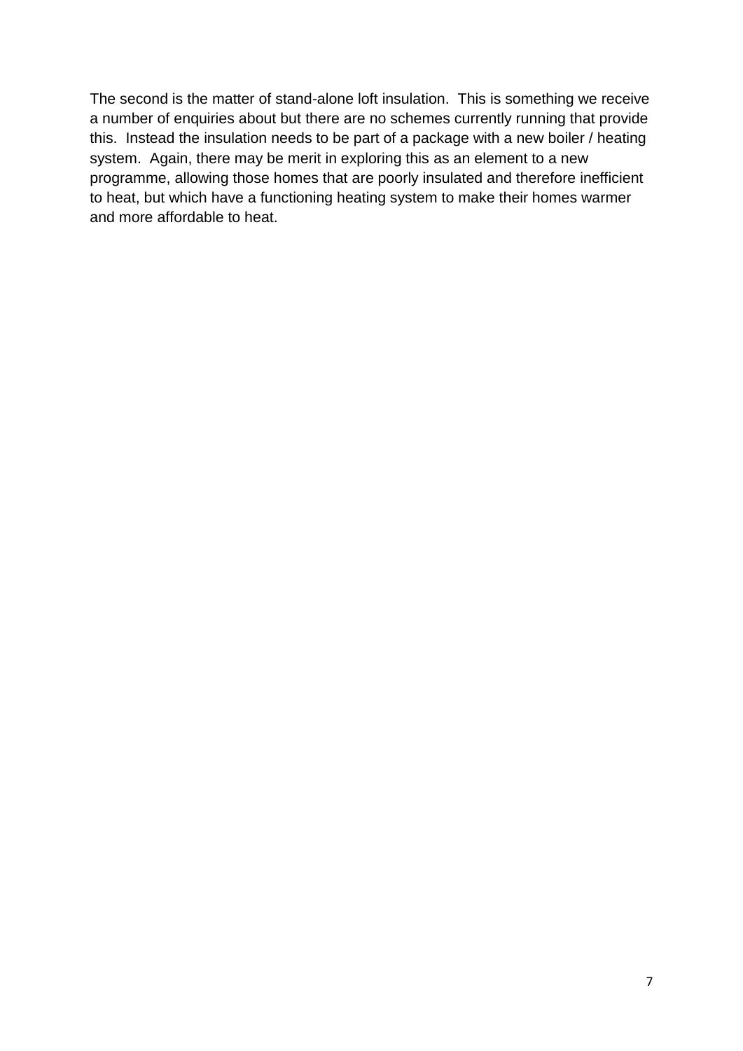The second is the matter of stand-alone loft insulation. This is something we receive a number of enquiries about but there are no schemes currently running that provide this. Instead the insulation needs to be part of a package with a new boiler / heating system. Again, there may be merit in exploring this as an element to a new programme, allowing those homes that are poorly insulated and therefore inefficient to heat, but which have a functioning heating system to make their homes warmer and more affordable to heat.